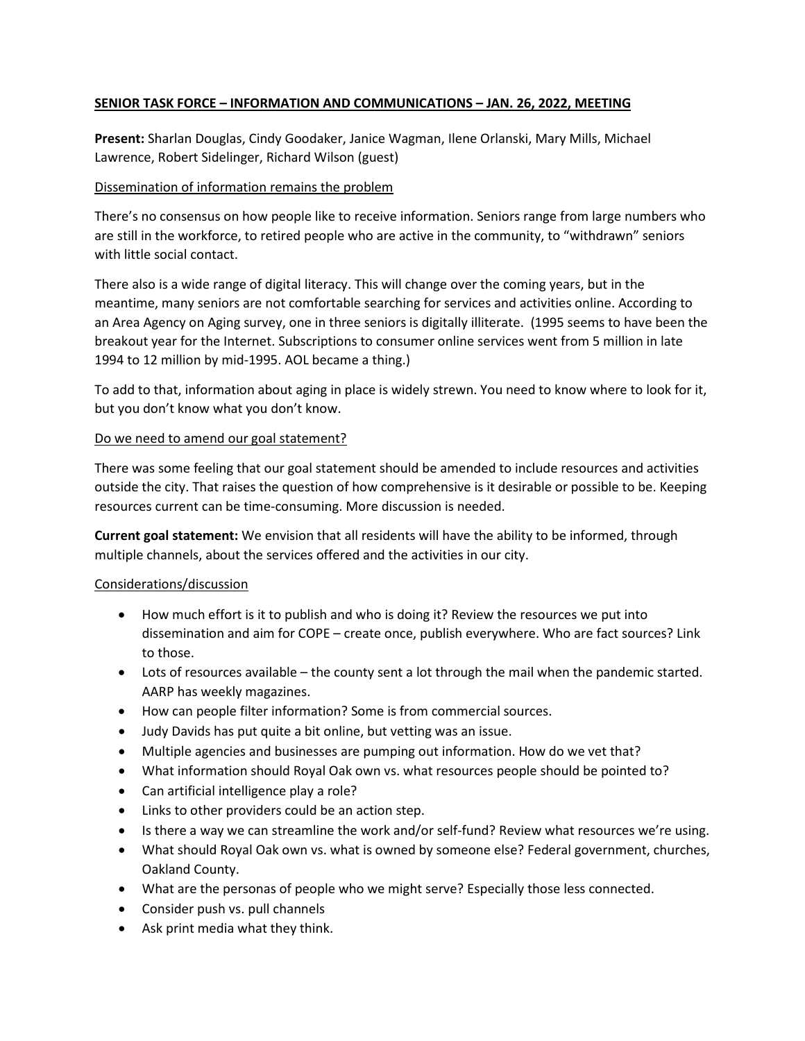# SENIOR TASK FORCE – INFORMATION AND COMMUNICATIONS – JAN. 26, 2022, MEETING

**Present:** Sharlan Douglas, Cindy Goodaker, Janice Wagman, Ilene Orlanski, Mary Mills, Michael Lawrence, Robert Sidelinger, Richard Wilson (guest)

## Dissemination of information remains the problem

There's no consensus on how people like to receive information. Seniors range from large numbers who are still in the workforce, to retired people who are active in the community, to "withdrawn" seniors with little social contact.

There also is a wide range of digital literacy. This will change over the coming years, but in the meantime, many seniors are not comfortable searching for services and activities online. According to an Area Agency on Aging survey, one in three seniors is digitally illiterate. (1995 seems to have been the breakout year for the Internet. Subscriptions to consumer online services went from 5 million in late 1994 to 12 million by mid-1995. AOL became a thing.)

To add to that, information about aging in place is widely strewn. You need to know where to look for it, but you don't know what you don't know.

## Do we need to amend our goal statement?

There was some feeling that our goal statement should be amended to include resources and activities outside the city. That raises the question of how comprehensive is it desirable or possible to be. Keeping resources current can be time-consuming. More discussion is needed.

**Current goal statement:** We envision that all residents will have the ability to be informed, through multiple channels, about the services offered and the activities in our city.

## Considerations/discussion

- How much effort is it to publish and who is doing it? Review the resources we put into dissemination and aim for COPE – create once, publish everywhere. Who are fact sources? Link to those.
- Lots of resources available – the county sent a lot through the mail when the pandemic started. AARP has weekly magazines.
- How can people filter information? Some is from commercial sources.
- Judy Davids has put quite a bit online, but vetting was an issue.
- Multiple agencies and businesses are pumping out information. How do we vet that?
- What information should Royal Oak own vs. what resources people should be pointed to?
- Can artificial intelligence play a role?
- Links to other providers could be an action step.
- Is there a way we can streamline the work and/or self-fund? Review what resources we're using.
- What should Royal Oak own vs. what is owned by someone else? Federal government, churches, Oakland County.
- What are the personas of people who we might serve? Especially those less connected.
- Consider push vs. pull channels
- Ask print media what they think.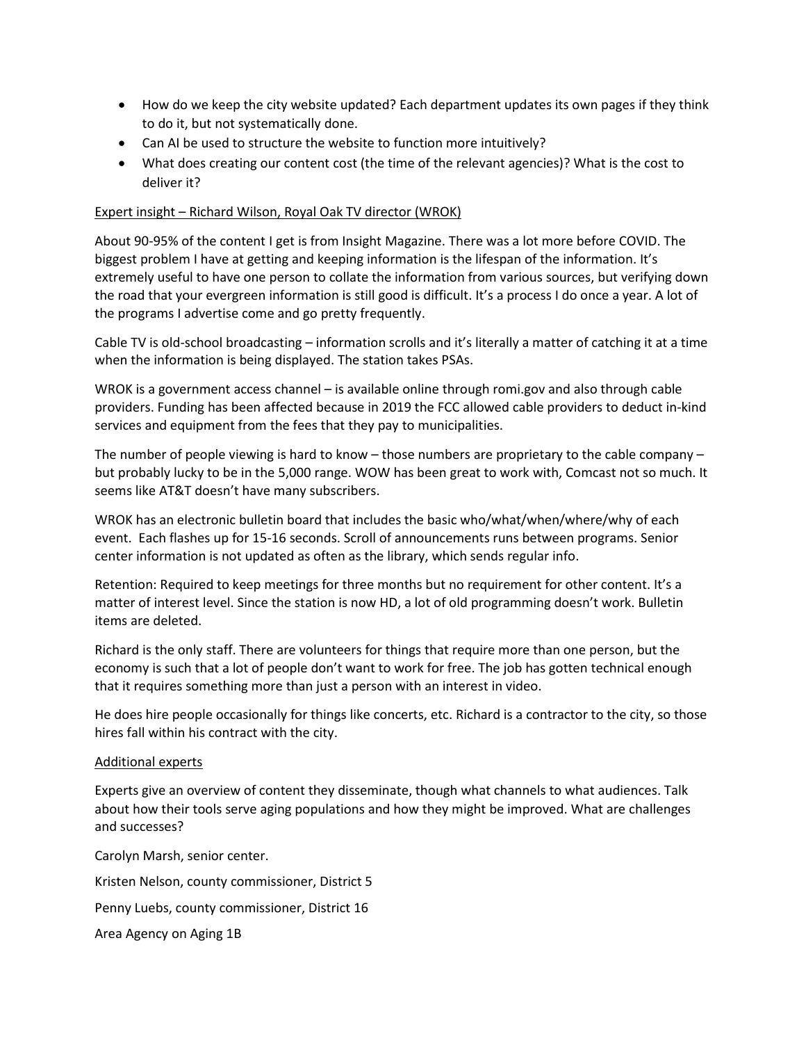- How do we keep the city website updated? Each department updates its own pages if they think to do it, but not systematically done.
- Can AI be used to structure the website to function more intuitively?
- What does creating our content cost (the time of the relevant agencies)? What is the cost to deliver it?

<u>Expert insight – Richard Wilson, Royal Oak TV director (WROK)</u>

About 90-95% of the content I get is from Insight Magazine. There was a lot more before COVID. The biggest problem I have at getting and keeping information is the lifespan of the information. It's extremely useful to have one person to collate the information from various sources, but verifying down the road that your evergreen information is still good is difficult. It's a process I do once a year. A lot of the programs I advertise come and go pretty frequently.

Cable TV is old-school broadcasting – information scrolls and it's literally a matter of catching it at a time when the information is being displayed. The station takes PSAs.

WROK is a government access channel – is available online through romi.gov and also through cable providers. Funding has been affected because in 2019 the FCC allowed cable providers to deduct in-kind services and equipment from the fees that they pay to municipalities.

The number of people viewing is hard to know – those numbers are proprietary to the cable company – but probably lucky to be in the 5,000 range. WOW has been great to work with, Comcast not so much. It seems like AT&T doesn't have many subscribers.

WROK has an electronic bulletin board that includes the basic who/what/when/where/why of each event. Each flashes up for 15-16 seconds. Scroll of announcements runs between programs. Senior center information is not updated as often as the library, which sends regular info.

Retention: Required to keep meetings for three months but no requirement for other content. It's a matter of interest level. Since the station is now HD, a lot of old programming doesn't work. Bulletin items are deleted.

Richard is the only staff. There are volunteers for things that require more than one person, but the economy is such that a lot of people don't want to work for free. The job has gotten technical enough that it requires something more than just a person with an interest in video.

He does hire people occasionally for things like concerts, etc. Richard is a contractor to the city, so those hires fall within his contract with the city.

<u>Additional experts</u>

Experts give an overview of content they disseminate, though what channels to what audiences. Talk about how their tools serve aging populations and how they might be improved. What are challenges and successes?

Carolyn Marsh, senior center.

Kristen Nelson, county commissioner, District 5

Penny Luebs, county commissioner, District 16

Area Agency on Aging 1B